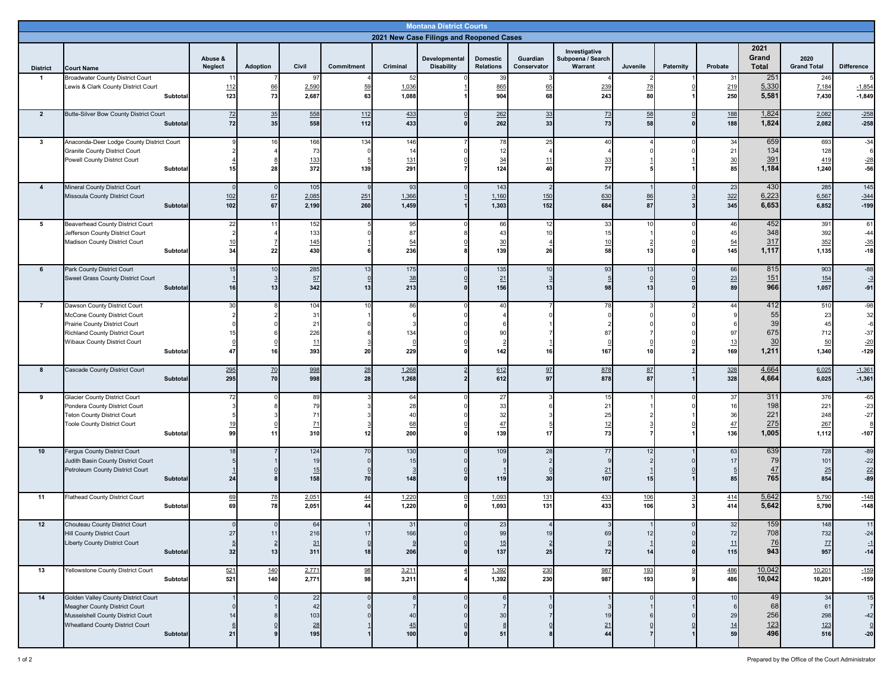# Montana District Courts

## 2021 New Case Filings and Reopened Cases

| District | Court Name | Abuse & Neglect | Adoption | Civil | Commitment | Criminal | Developmental Disability | Domestic Relations | Guardian Conservator | Investigative Subpoena / Search Warrant | Juvenile | Paternity | Probate | 2021 Grand Total | 2020 Grand Total | Difference |
|---|---|---|---|---|---|---|---|---|---|---|---|---|---|---|---|---|
| 1 | Broadwater County District Court | 11 | 7 | 97 | 4 | 52 | 0 | 39 | 3 | 4 | 2 | 1 | 31 | 251 | 246 | 5 |
| | Lewis & Clark County District Court | 112 | 66 | 2,590 | 59 | 1,036 | 1 | 865 | 65 | 239 | 78 | 0 | 219 | 5,330 | 7,184 | -1,854 |
| | **Subtotal** | **123** | **73** | **2,687** | **63** | **1,088** | **1** | **904** | **68** | **243** | **80** | **1** | **250** | **5,581** | **7,430** | **-1,849** |
| 2 | Butte-Silver Bow County District Court | 72 | 35 | 558 | 112 | 433 | 0 | 262 | 33 | 73 | 58 | 0 | 188 | 1,824 | 2,082 | -258 |
| | **Subtotal** | **72** | **35** | **558** | **112** | **433** | **0** | **262** | **33** | **73** | **58** | **0** | **188** | **1,824** | **2,082** | **-258** |
| 3 | Anaconda-Deer Lodge County District Court | 9 | 16 | 166 | 134 | 146 | 7 | 78 | 25 | 40 | 4 | 0 | 34 | 659 | 693 | -34 |
| | Granite County District Court | 2 | 4 | 73 | 0 | 14 | 0 | 12 | 4 | 4 | 0 | 0 | 21 | 134 | 128 | 6 |
| | Powell County District Court | 4 | 8 | 133 | 5 | 131 | 0 | 34 | 11 | 33 | 1 | 1 | 30 | 391 | 419 | -28 |
| | **Subtotal** | **15** | **28** | **372** | **139** | **291** | **7** | **124** | **40** | **77** | **5** | **1** | **85** | **1,184** | **1,240** | **-56** |
| 4 | Mineral County District Court | 0 | 0 | 105 | 9 | 93 | 0 | 143 | 2 | 54 | 1 | 0 | 23 | 430 | 285 | 145 |
| | Missoula County District Court | 102 | 67 | 2,085 | 251 | 1,366 | 1 | 1,160 | 150 | 630 | 86 | 3 | 322 | 6,223 | 6,567 | -344 |
| | **Subtotal** | **102** | **67** | **2,190** | **260** | **1,459** | **1** | **1,303** | **152** | **684** | **87** | **3** | **345** | **6,653** | **6,852** | **-199** |
| 5 | Beaverhead County District Court | 22 | 11 | 152 | 5 | 95 | 0 | 66 | 12 | 33 | 10 | 0 | 46 | 452 | 391 | 61 |
| | Jefferson County District Court | 2 | 4 | 133 | 0 | 87 | 8 | 43 | 10 | 15 | 1 | 0 | 45 | 348 | 392 | -44 |
| | Madison County District Court | 10 | 7 | 145 | 1 | 54 | 0 | 30 | 4 | 10 | 2 | 0 | 54 | 317 | 352 | -35 |
| | **Subtotal** | **34** | **22** | **430** | **6** | **236** | **8** | **139** | **26** | **58** | **13** | **0** | **145** | **1,117** | **1,135** | **-18** |
| 6 | Park County District Court | 15 | 10 | 285 | 13 | 175 | 0 | 135 | 10 | 93 | 13 | 0 | 66 | 815 | 903 | -88 |
| | Sweet Grass County District Court | 1 | 3 | 57 | 0 | 38 | 0 | 21 | 3 | 5 | 0 | 0 | 23 | 151 | 154 | -3 |
| | **Subtotal** | **16** | **13** | **342** | **13** | **213** | **0** | **156** | **13** | **98** | **13** | **0** | **89** | **966** | **1,057** | **-91** |
| 7 | Dawson County District Court | 30 | 8 | 104 | 10 | 86 | 0 | 40 | 7 | 78 | 3 | 2 | 44 | 412 | 510 | -98 |
| | McCone County District Court | 2 | 2 | 31 | 1 | 6 | 0 | 4 | 0 | 0 | 0 | 0 | 9 | 55 | 23 | 32 |
| | Prairie County District Court | 0 | 0 | 21 | 0 | 3 | 0 | 6 | 1 | 2 | 0 | 0 | 6 | 39 | 45 | -6 |
| | Richland County District Court | 15 | 6 | 226 | 6 | 134 | 0 | 90 | 7 | 87 | 7 | 0 | 97 | 675 | 712 | -37 |
| | Wibaux County District Court | 0 | 0 | 11 | 3 | 0 | 0 | 2 | 1 | 0 | 0 | 0 | 13 | 30 | 50 | -20 |
| | **Subtotal** | **47** | **16** | **393** | **20** | **229** | **0** | **142** | **16** | **167** | **10** | **2** | **169** | **1,211** | **1,340** | **-129** |
| 8 | Cascade County District Court | 295 | 70 | 998 | 28 | 1,268 | 2 | 612 | 97 | 878 | 87 | 1 | 328 | 4,664 | 6,025 | -1,361 |
| | **Subtotal** | **295** | **70** | **998** | **28** | **1,268** | **2** | **612** | **97** | **878** | **87** | **1** | **328** | **4,664** | **6,025** | **-1,361** |
| 9 | Glacier County District Court | 72 | 0 | 89 | 3 | 64 | 0 | 27 | 3 | 15 | 1 | 0 | 37 | 311 | 376 | -65 |
| | Pondera County District Court | 3 | 8 | 79 | 3 | 28 | 0 | 33 | 6 | 21 | 1 | 0 | 16 | 198 | 221 | -23 |
| | Teton County District Court | 5 | 3 | 71 | 3 | 40 | 0 | 32 | 3 | 25 | 2 | 1 | 36 | 221 | 248 | -27 |
| | Toole County District Court | 19 | 0 | 71 | 3 | 68 | 0 | 47 | 5 | 12 | 3 | 0 | 47 | 275 | 267 | 8 |
| | **Subtotal** | **99** | **11** | **310** | **12** | **200** | **0** | **139** | **17** | **73** | **7** | **1** | **136** | **1,005** | **1,112** | **-107** |
| 10 | Fergus County District Court | 18 | 7 | 124 | 70 | 130 | 0 | 109 | 28 | 77 | 12 | 1 | 63 | 639 | 728 | -89 |
| | Judith Basin County District Court | 5 | 1 | 19 | 0 | 15 | 0 | 9 | 2 | 9 | 2 | 0 | 17 | 79 | 101 | -22 |
| | Petroleum County District Court | 1 | 0 | 15 | 0 | 3 | 0 | 1 | 0 | 21 | 1 | 0 | 5 | 47 | 25 | 22 |
| | **Subtotal** | **24** | **8** | **158** | **70** | **148** | **0** | **119** | **30** | **107** | **15** | **1** | **85** | **765** | **854** | **-89** |
| 11 | Flathead County District Court | 69 | 78 | 2,051 | 44 | 1,220 | 0 | 1,093 | 131 | 433 | 106 | 3 | 414 | 5,642 | 5,790 | -148 |
| | **Subtotal** | **69** | **78** | **2,051** | **44** | **1,220** | **0** | **1,093** | **131** | **433** | **106** | **3** | **414** | **5,642** | **5,790** | **-148** |
| 12 | Chouteau County District Court | 0 | 0 | 64 | 1 | 31 | 0 | 23 | 4 | 3 | 1 | 0 | 32 | 159 | 148 | 11 |
| | Hill County District Court | 27 | 11 | 216 | 17 | 166 | 0 | 99 | 19 | 69 | 12 | 0 | 72 | 708 | 732 | -24 |
| | Liberty County District Court | 5 | 2 | 31 | 0 | 9 | 0 | 15 | 2 | 0 | 1 | 0 | 11 | 76 | 77 | -1 |
| | **Subtotal** | **32** | **13** | **311** | **18** | **206** | **0** | **137** | **25** | **72** | **14** | **0** | **115** | **943** | **957** | **-14** |
| 13 | Yellowstone County District Court | 521 | 140 | 2,771 | 98 | 3,211 | 4 | 1,392 | 230 | 987 | 193 | 9 | 486 | 10,042 | 10,201 | -159 |
| | **Subtotal** | **521** | **140** | **2,771** | **98** | **3,211** | **4** | **1,392** | **230** | **987** | **193** | **9** | **486** | **10,042** | **10,201** | **-159** |
| 14 | Golden Valley County District Court | 1 | 0 | 22 | 0 | 8 | 0 | 6 | 1 | 1 | 0 | 0 | 10 | 49 | 34 | 15 |
| | Meagher County District Court | 0 | 1 | 42 | 0 | 7 | 0 | 7 | 0 | 3 | 1 | 1 | 6 | 68 | 61 | 7 |
| | Musselshell County District Court | 14 | 8 | 103 | 0 | 40 | 0 | 30 | 7 | 19 | 6 | 0 | 29 | 256 | 298 | -42 |
| | Wheatland County District Court | 6 | 0 | 28 | 1 | 45 | 0 | 8 | 0 | 21 | 0 | 0 | 14 | 123 | 123 | 0 |
| | **Subtotal** | **21** | **9** | **195** | **1** | **100** | **0** | **51** | **8** | **44** | **7** | **1** | **59** | **496** | **516** | **-20** |

Prepared by the Office of the Court Administrator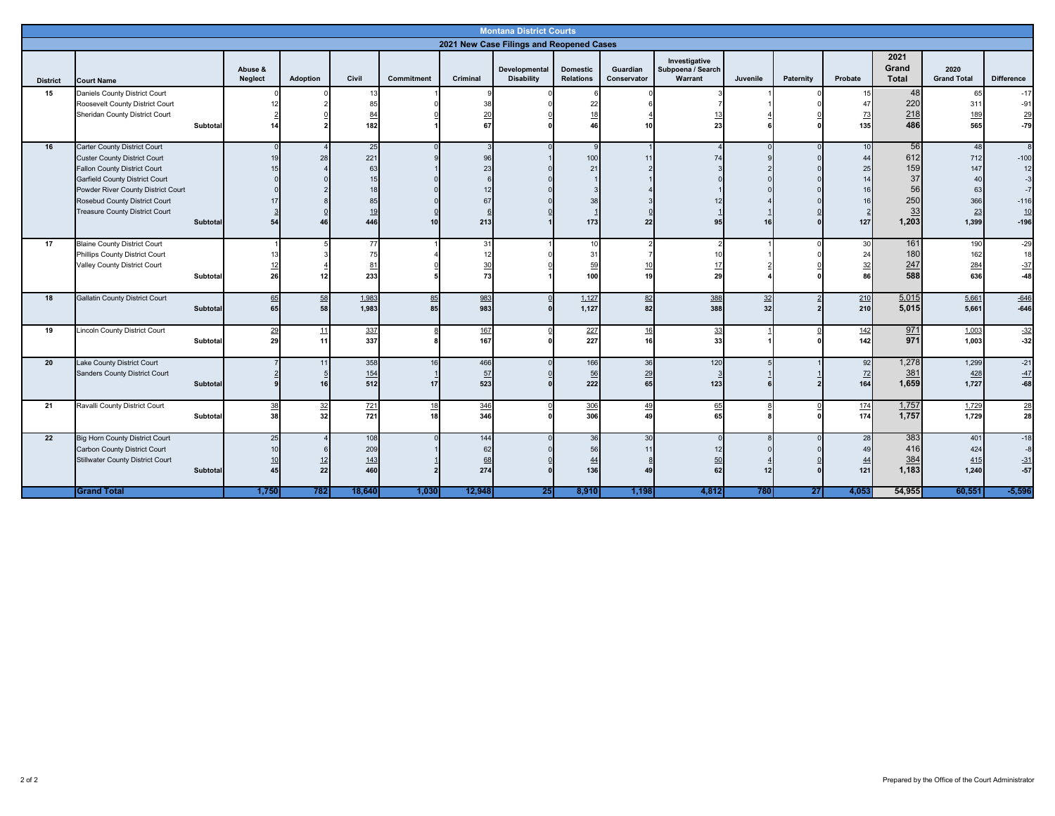## Montana District Courts

### 2021 New Case Filings and Reopened Cases

| District | Court Name | Abuse & Neglect | Adoption | Civil | Commitment | Criminal | Developmental Disability | Domestic Relations | Guardian Conservator | Investigative Subpoena / Search Warrant | Juvenile | Paternity | Probate | 2021 Grand Total | 2020 Grand Total | Difference |
|---|---|---|---|---|---|---|---|---|---|---|---|---|---|---|---|---|
| 15 | Daniels County District Court | 0 | 0 | 13 | 1 | 9 | 0 | 6 | 0 | 3 | 1 | 0 | 15 | 48 | 65 | -17 |
| | Roosevelt County District Court | 12 | 2 | 85 | 0 | 38 | 0 | 22 | 6 | 7 | 1 | 0 | 47 | 220 | 311 | -91 |
| | Sheridan County District Court | 2 | 0 | 84 | 0 | 20 | 0 | 18 | 4 | 13 | 4 | 0 | 73 | 218 | 189 | 29 |
| | **Subtotal** | **14** | **2** | **182** | **1** | **67** | **0** | **46** | **10** | **23** | **6** | **0** | **135** | **486** | **565** | **-79** |
| 16 | Carter County District Court | 0 | 4 | 25 | 0 | 3 | 0 | 9 | 1 | 4 | 0 | 0 | 10 | 56 | 48 | 8 |
| | Custer County District Court | 19 | 28 | 221 | 9 | 96 | 1 | 100 | 11 | 74 | 9 | 0 | 44 | 612 | 712 | -100 |
| | Fallon County District Court | 15 | 4 | 63 | 1 | 23 | 0 | 21 | 2 | 3 | 2 | 0 | 25 | 159 | 147 | 12 |
| | Garfield County District Court | 0 | 0 | 15 | 0 | 6 | 0 | 1 | 1 | 0 | 0 | 0 | 14 | 37 | 40 | -3 |
| | Powder River County District Court | 0 | 2 | 18 | 0 | 12 | 0 | 3 | 4 | 1 | 0 | 0 | 16 | 56 | 63 | -7 |
| | Rosebud County District Court | 17 | 8 | 85 | 0 | 67 | 0 | 38 | 3 | 12 | 4 | 0 | 16 | 250 | 366 | -116 |
| | Treasure County District Court | 3 | 0 | 19 | 0 | 6 | 0 | 1 | 0 | 1 | 1 | 0 | 2 | 33 | 23 | 10 |
| | **Subtotal** | **54** | **46** | **446** | **10** | **213** | **1** | **173** | **22** | **95** | **16** | **0** | **127** | **1,203** | **1,399** | **-196** |
| 17 | Blaine County District Court | 1 | 5 | 77 | 1 | 31 | 1 | 10 | 2 | 2 | 1 | 0 | 30 | 161 | 190 | -29 |
| | Phillips County District Court | 13 | 3 | 75 | 4 | 12 | 0 | 31 | 7 | 10 | 1 | 0 | 24 | 180 | 162 | 18 |
| | Valley County District Court | 12 | 4 | 81 | 0 | 30 | 0 | 59 | 10 | 17 | 2 | 0 | 32 | 247 | 284 | -37 |
| | **Subtotal** | **26** | **12** | **233** | **5** | **73** | **1** | **100** | **19** | **29** | **4** | **0** | **86** | **588** | **636** | **-48** |
| 18 | Gallatin County District Court | 65 | 58 | 1,983 | 85 | 983 | 0 | 1,127 | 82 | 388 | 32 | 2 | 210 | 5,015 | 5,661 | -646 |
| | **Subtotal** | **65** | **58** | **1,983** | **85** | **983** | **0** | **1,127** | **82** | **388** | **32** | **2** | **210** | **5,015** | **5,661** | **-646** |
| 19 | Lincoln County District Court | 29 | 11 | 337 | 8 | 167 | 0 | 227 | 16 | 33 | 1 | 0 | 142 | 971 | 1,003 | -32 |
| | **Subtotal** | **29** | **11** | **337** | **8** | **167** | **0** | **227** | **16** | **33** | **1** | **0** | **142** | **971** | **1,003** | **-32** |
| 20 | Lake County District Court | 7 | 11 | 358 | 16 | 466 | 0 | 166 | 36 | 120 | 5 | 1 | 92 | 1,278 | 1,299 | -21 |
| | Sanders County District Court | 2 | 5 | 154 | 1 | 57 | 0 | 56 | 29 | 3 | 1 | 1 | 72 | 381 | 428 | -47 |
| | **Subtotal** | **9** | **16** | **512** | **17** | **523** | **0** | **222** | **65** | **123** | **6** | **2** | **164** | **1,659** | **1,727** | **-68** |
| 21 | Ravalli County District Court | 38 | 32 | 721 | 18 | 346 | 0 | 306 | 49 | 65 | 8 | 0 | 174 | 1,757 | 1,729 | 28 |
| | **Subtotal** | **38** | **32** | **721** | **18** | **346** | **0** | **306** | **49** | **65** | **8** | **0** | **174** | **1,757** | **1,729** | **28** |
| 22 | Big Horn County District Court | 25 | 4 | 108 | 0 | 144 | 0 | 36 | 30 | 0 | 8 | 0 | 28 | 383 | 401 | -18 |
| | Carbon County District Court | 10 | 6 | 209 | 1 | 62 | 0 | 56 | 11 | 12 | 0 | 0 | 49 | 416 | 424 | -8 |
| | Stillwater County District Court | 10 | 12 | 143 | 1 | 68 | 0 | 44 | 8 | 50 | 4 | 0 | 44 | 384 | 415 | -31 |
| | **Subtotal** | **45** | **22** | **460** | **2** | **274** | **0** | **136** | **49** | **62** | **12** | **0** | **121** | **1,183** | **1,240** | **-57** |
| | **Grand Total** | **1,750** | **782** | **18,640** | **1,030** | **12,948** | **25** | **8,910** | **1,198** | **4,812** | **780** | **27** | **4,053** | **54,955** | **60,551** | **-5,596** |

Prepared by the Office of the Court Administrator